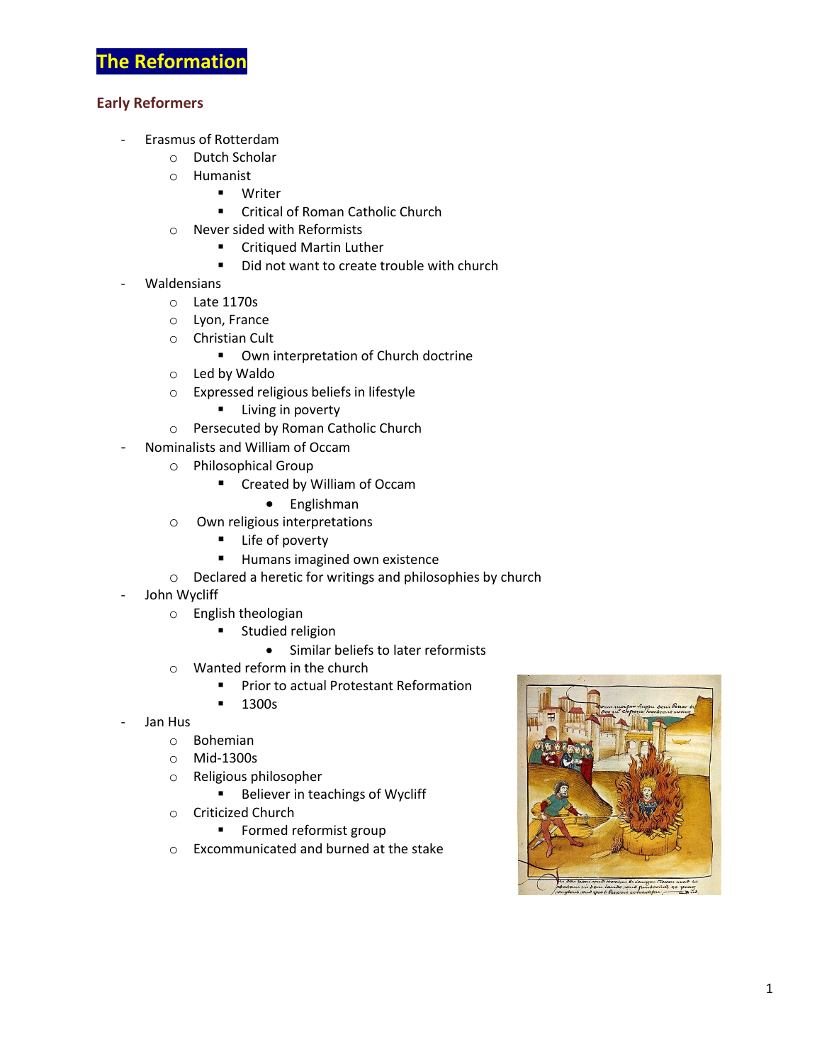# The Reformation

## Early Reformers

- Erasmus of Rotterdam
    - Dutch Scholar
    - Humanist
        - Writer
        - Critical of Roman Catholic Church
    - Never sided with Reformists
        - Critiqued Martin Luther
        - Did not want to create trouble with church
- Waldensians
    - Late 1170s
    - Lyon, France
    - Christian Cult
        - Own interpretation of Church doctrine
    - Led by Waldo
    - Expressed religious beliefs in lifestyle
        - Living in poverty
    - Persecuted by Roman Catholic Church
- Nominalists and William of Occam
    - Philosophical Group
        - Created by William of Occam
            - Englishman
    - Own religious interpretations
        - Life of poverty
        - Humans imagined own existence
    - Declared a heretic for writings and philosophies by church
- John Wycliff
    - English theologian
        - Studied religion
            - Similar beliefs to later reformists
    - Wanted reform in the church
        - Prior to actual Protestant Reformation
        - 1300s
- Jan Hus
    - Bohemian
    - Mid-1300s
    - Religious philosopher
        - Believer in teachings of Wycliff
    - Criticized Church
        - Formed reformist group
    - Excommunicated and burned at the stake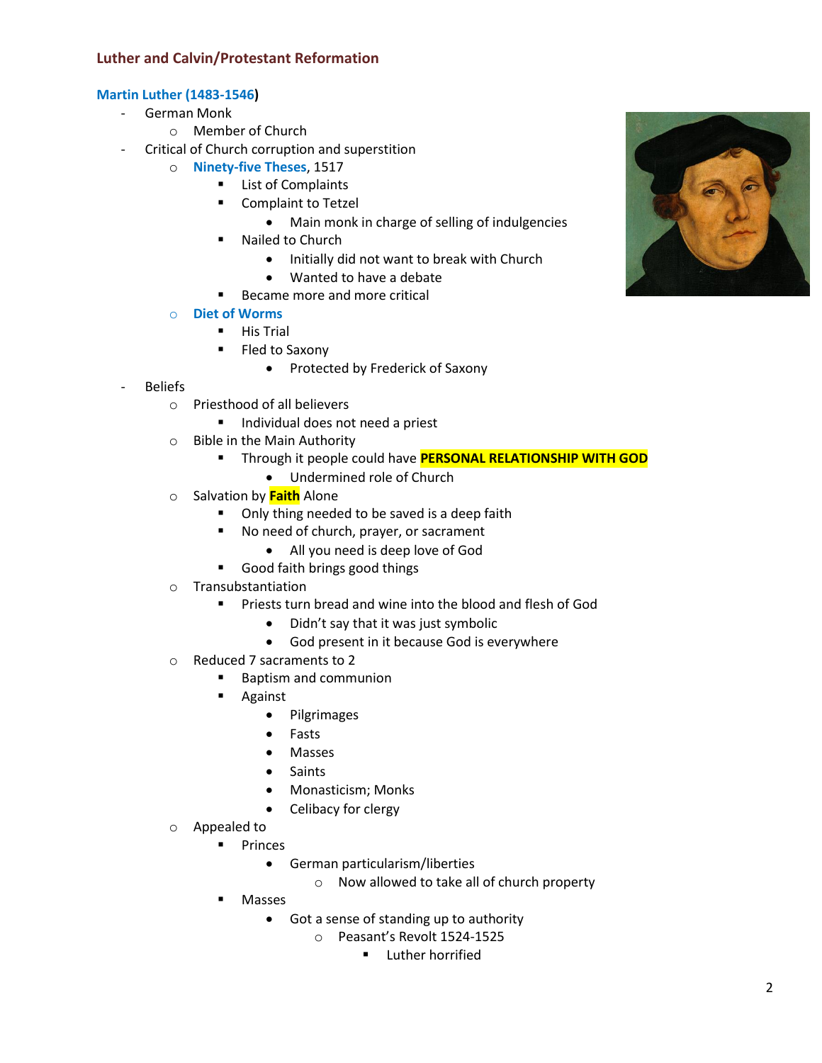## Luther and Calvin/Protestant Reformation

### Martin Luther (1483-1546)

- German Monk
  - Member of Church
- Critical of Church corruption and superstition
  - Ninety-five Theses, 1517
    - List of Complaints
    - Complaint to Tetzel
      - Main monk in charge of selling of indulgencies
    - Nailed to Church
      - Initially did not want to break with Church
      - Wanted to have a debate
    - Became more and more critical
  - Diet of Worms
    - His Trial
    - Fled to Saxony
      - Protected by Frederick of Saxony
- Beliefs
  - Priesthood of all believers
    - Individual does not need a priest
  - Bible in the Main Authority
    - Through it people could have **PERSONAL RELATIONSHIP WITH GOD**
      - Undermined role of Church
  - Salvation by **Faith** Alone
    - Only thing needed to be saved is a deep faith
    - No need of church, prayer, or sacrament
      - All you need is deep love of God
    - Good faith brings good things
  - Transubstantiation
    - Priests turn bread and wine into the blood and flesh of God
      - Didn't say that it was just symbolic
      - God present in it because God is everywhere
  - Reduced 7 sacraments to 2
    - Baptism and communion
    - Against
      - Pilgrimages
      - Fasts
      - Masses
      - Saints
      - Monasticism; Monks
      - Celibacy for clergy
  - Appealed to
    - Princes
      - German particularism/liberties
        - Now allowed to take all of church property
    - Masses
      - Got a sense of standing up to authority
        - Peasant's Revolt 1524-1525
          - Luther horrified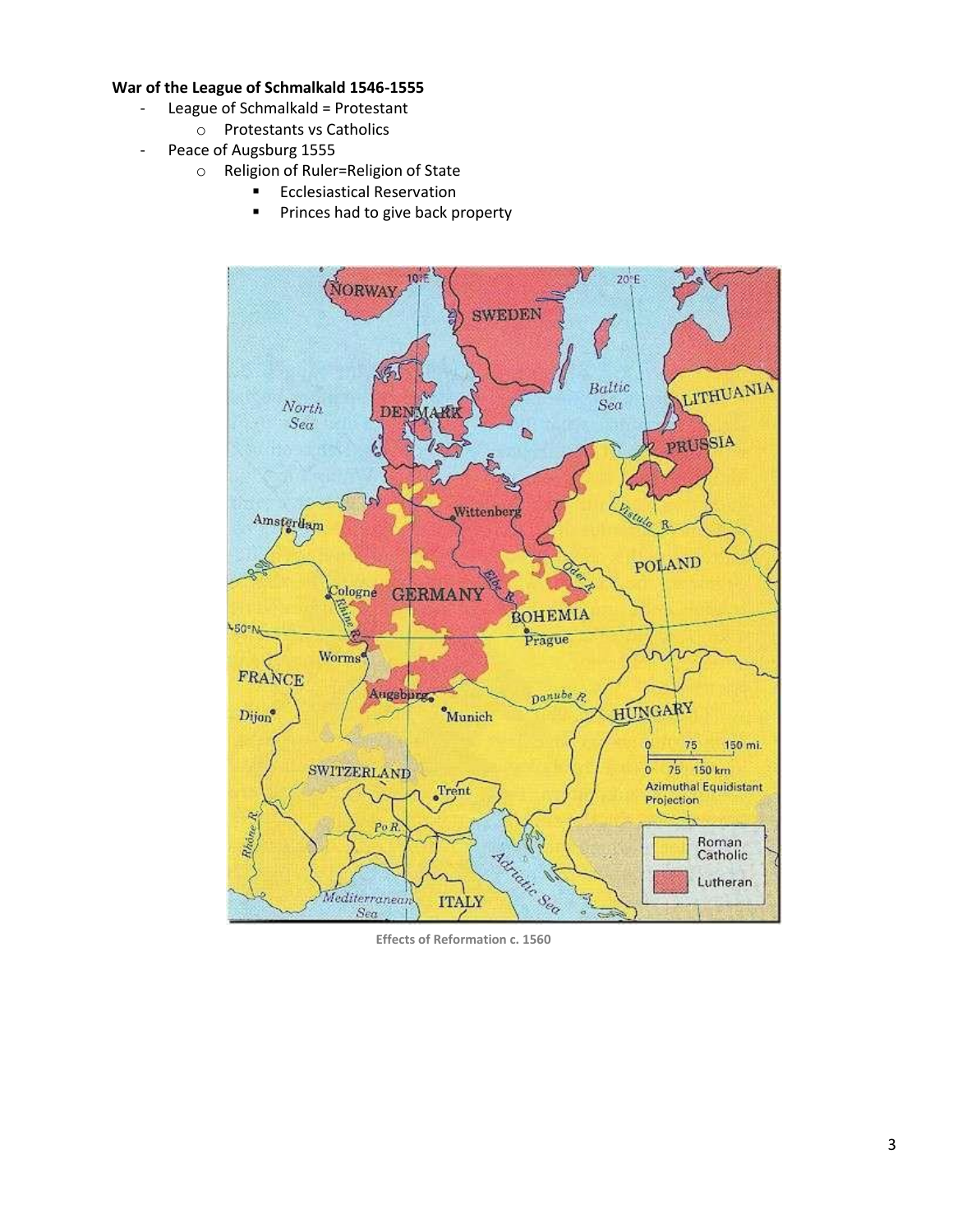**War of the League of Schmalkald 1546-1555**

- League of Schmalkald = Protestant
    - Protestants vs Catholics
- Peace of Augsburg 1555
    - Religion of Ruler=Religion of State
        - Ecclesiastical Reservation
        - Princes had to give back property

Effects of Reformation c. 1560